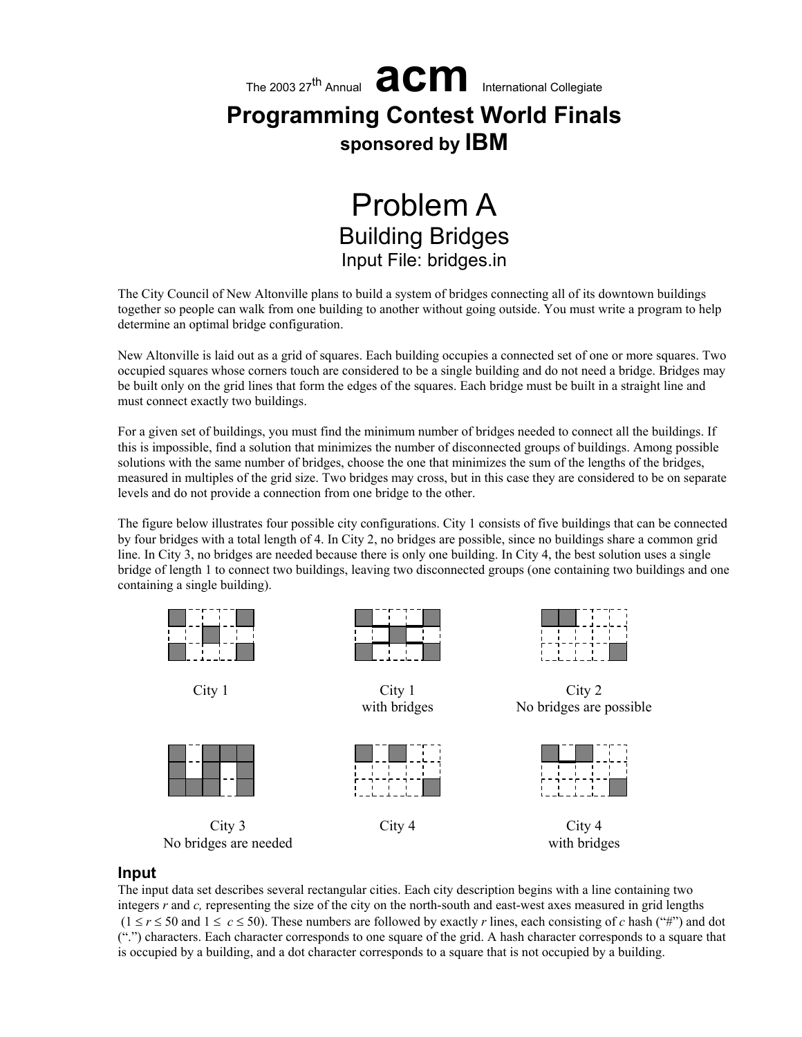The 2003 27th Annual **acm** International Collegiate

# Programming Contest World Finals

**sponsored by IBM**

# Problem A

## Building Bridges

### Input File: bridges.in

The City Council of New Altonville plans to build a system of bridges connecting all of its downtown buildings together so people can walk from one building to another without going outside. You must write a program to help determine an optimal bridge configuration.

New Altonville is laid out as a grid of squares. Each building occupies a connected set of one or more squares. Two occupied squares whose corners touch are considered to be a single building and do not need a bridge. Bridges may be built only on the grid lines that form the edges of the squares. Each bridge must be built in a straight line and must connect exactly two buildings.

For a given set of buildings, you must find the minimum number of bridges needed to connect all the buildings. If this is impossible, find a solution that minimizes the number of disconnected groups of buildings. Among possible solutions with the same number of bridges, choose the one that minimizes the sum of the lengths of the bridges, measured in multiples of the grid size. Two bridges may cross, but in this case they are considered to be on separate levels and do not provide a connection from one bridge to the other.

The figure below illustrates four possible city configurations. City 1 consists of five buildings that can be connected by four bridges with a total length of 4. In City 2, no bridges are possible, since no buildings share a common grid line. In City 3, no bridges are needed because there is only one building. In City 4, the best solution uses a single bridge of length 1 to connect two buildings, leaving two disconnected groups (one containing two buildings and one containing a single building).

City 1

City 1 with bridges

City 2 No bridges are possible

City 3 No bridges are needed

City 4

City 4 with bridges

### Input

The input data set describes several rectangular cities. Each city description begins with a line containing two integers $r$ and $c$, representing the size of the city on the north-south and east-west axes measured in grid lengths ($1 \le r \le 50$ and $1 \le c \le 50$). These numbers are followed by exactly $r$ lines, each consisting of $c$ hash ("#") and dot (".") characters. Each character corresponds to one square of the grid. A hash character corresponds to a square that is occupied by a building, and a dot character corresponds to a square that is not occupied by a building.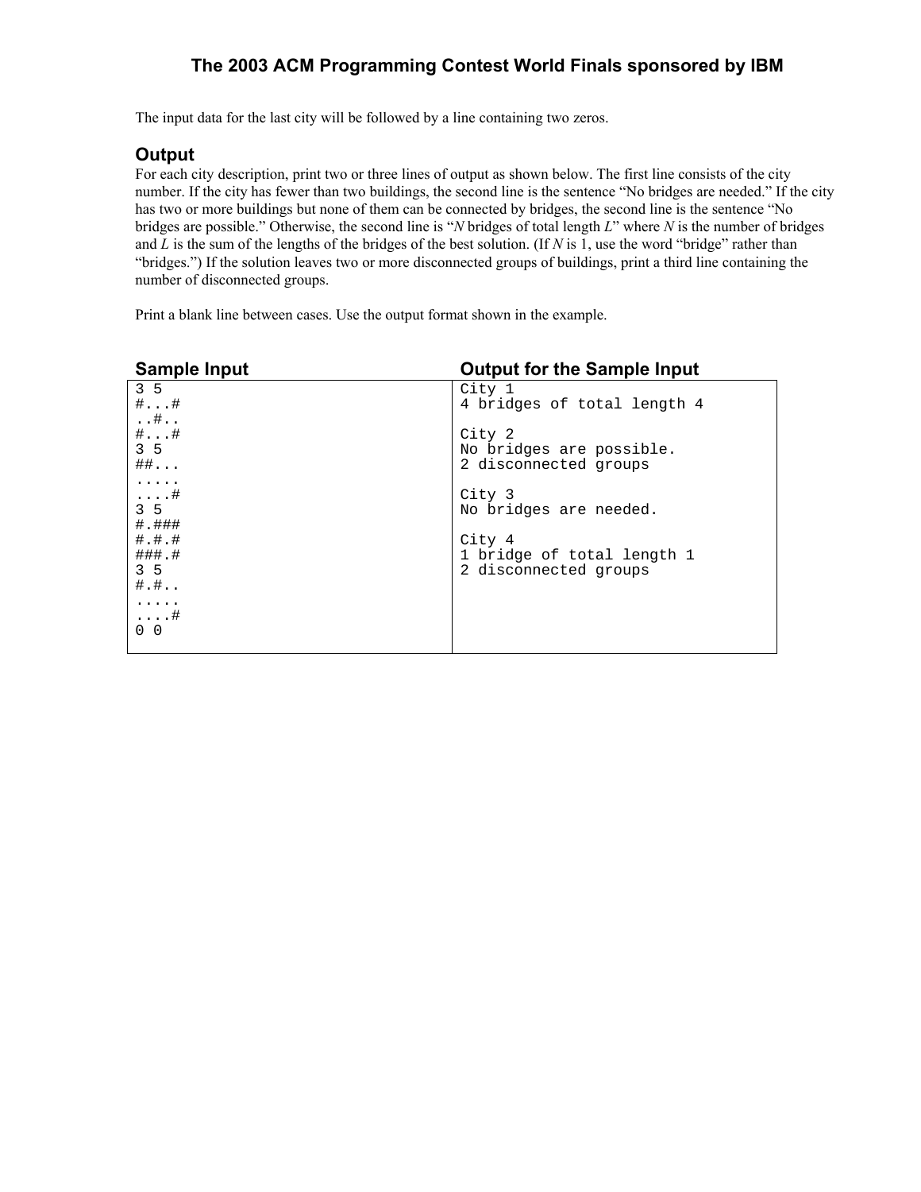The input data for the last city will be followed by a line containing two zeros.

## Output

For each city description, print two or three lines of output as shown below. The first line consists of the city number. If the city has fewer than two buildings, the second line is the sentence "No bridges are needed." If the city has two or more buildings but none of them can be connected by bridges, the second line is the sentence "No bridges are possible." Otherwise, the second line is "*N* bridges of total length *L*" where *N* is the number of bridges and *L* is the sum of the lengths of the bridges of the best solution. (If *N* is 1, use the word "bridge" rather than "bridges.") If the solution leaves two or more disconnected groups of buildings, print a third line containing the number of disconnected groups.

Print a blank line between cases. Use the output format shown in the example.

### Sample Input

```
3 5
#...#
..#..
#...#
3 5
##...
.....
....#
3 5
#.###
#.#.#
###.#
3 5
#.#..
.....
....#
0 0
```

### Output for the Sample Input

```
City 1
4 bridges of total length 4

City 2
No bridges are possible.
2 disconnected groups

City 3
No bridges are needed.

City 4
1 bridge of total length 1
2 disconnected groups
```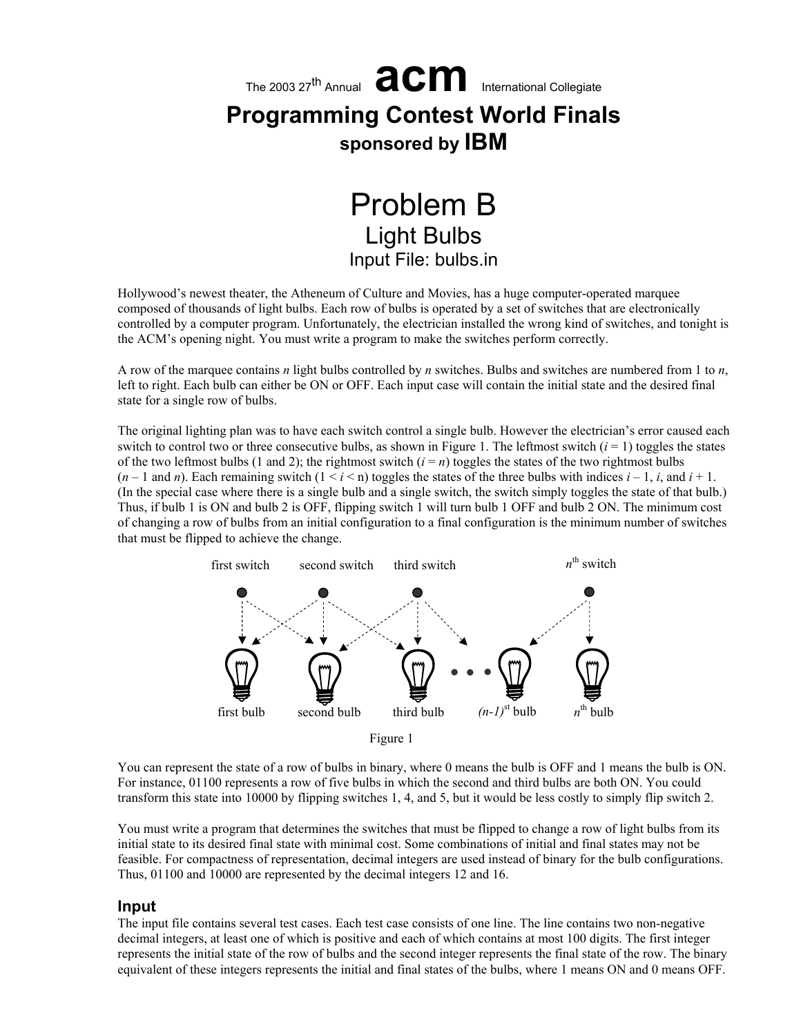The 2003 27th Annual **acm** International Collegiate

# Programming Contest World Finals

**sponsored by IBM**

# Problem B

## Light Bulbs

### Input File: bulbs.in

Hollywood's newest theater, the Atheneum of Culture and Movies, has a huge computer-operated marquee composed of thousands of light bulbs. Each row of bulbs is operated by a set of switches that are electronically controlled by a computer program. Unfortunately, the electrician installed the wrong kind of switches, and tonight is the ACM's opening night. You must write a program to make the switches perform correctly.

A row of the marquee contains *n* light bulbs controlled by *n* switches. Bulbs and switches are numbered from 1 to *n*, left to right. Each bulb can either be ON or OFF. Each input case will contain the initial state and the desired final state for a single row of bulbs.

The original lighting plan was to have each switch control a single bulb. However the electrician's error caused each switch to control two or three consecutive bulbs, as shown in Figure 1. The leftmost switch ($i = 1$) toggles the states of the two leftmost bulbs (1 and 2); the rightmost switch ($i = n$) toggles the states of the two rightmost bulbs ($n - 1$ and $n$). Each remaining switch ($1 < i < n$) toggles the states of the three bulbs with indices $i - 1$, $i$, and $i + 1$. (In the special case where there is a single bulb and a single switch, the switch simply toggles the state of that bulb.) Thus, if bulb 1 is ON and bulb 2 is OFF, flipping switch 1 will turn bulb 1 OFF and bulb 2 ON. The minimum cost of changing a row of bulbs from an initial configuration to a final configuration is the minimum number of switches that must be flipped to achieve the change.

first switch second switch third switch $n^{th}$ switch

first bulb second bulb third bulb $(n-1)^{st}$ bulb $n^{th}$ bulb

Figure 1

You can represent the state of a row of bulbs in binary, where 0 means the bulb is OFF and 1 means the bulb is ON. For instance, 01100 represents a row of five bulbs in which the second and third bulbs are both ON. You could transform this state into 10000 by flipping switches 1, 4, and 5, but it would be less costly to simply flip switch 2.

You must write a program that determines the switches that must be flipped to change a row of light bulbs from its initial state to its desired final state with minimal cost. Some combinations of initial and final states may not be feasible. For compactness of representation, decimal integers are used instead of binary for the bulb configurations. Thus, 01100 and 10000 are represented by the decimal integers 12 and 16.

## Input

The input file contains several test cases. Each test case consists of one line. The line contains two non-negative decimal integers, at least one of which is positive and each of which contains at most 100 digits. The first integer represents the initial state of the row of bulbs and the second integer represents the final state of the row. The binary equivalent of these integers represents the initial and final states of the bulbs, where 1 means ON and 0 means OFF.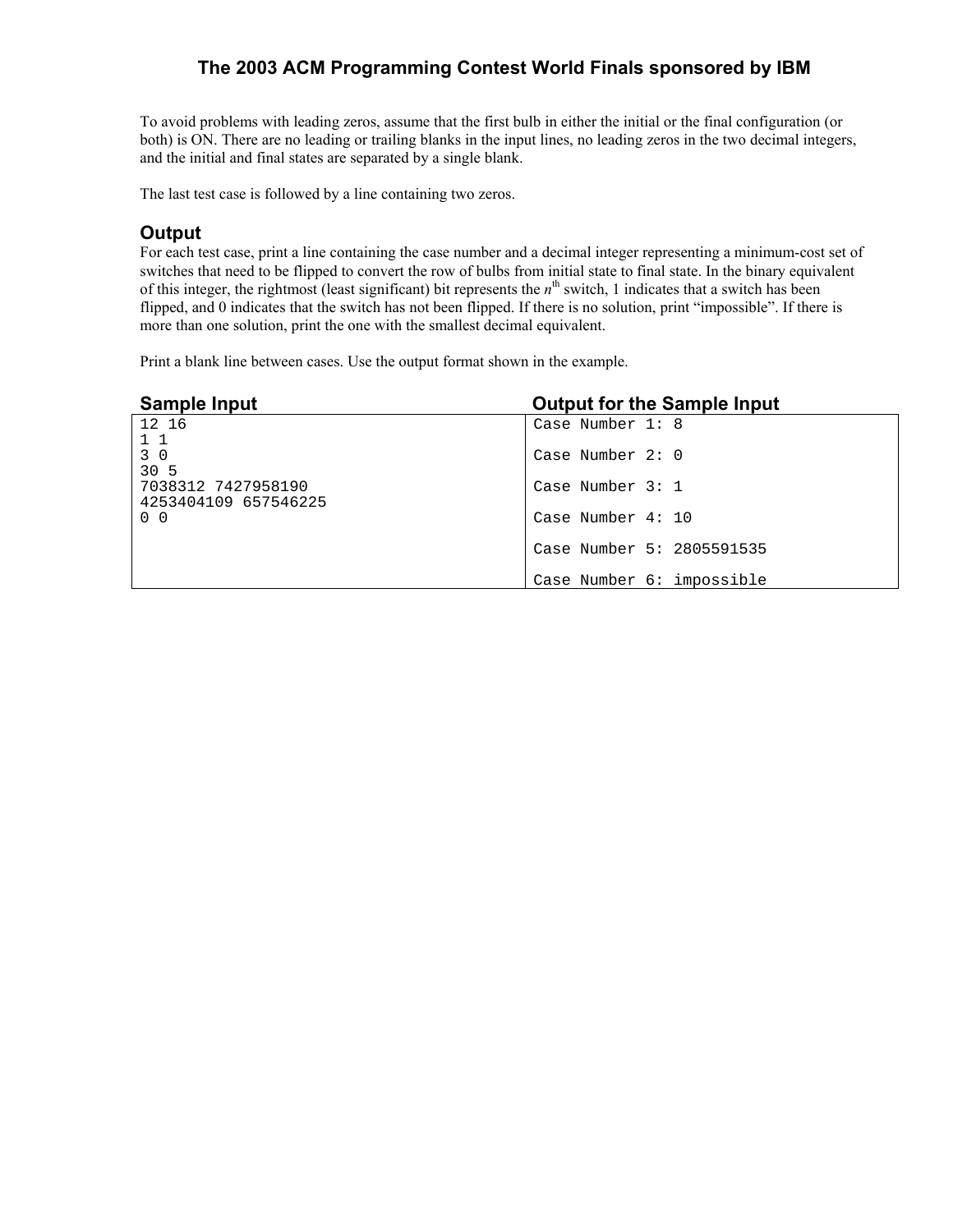To avoid problems with leading zeros, assume that the first bulb in either the initial or the final configuration (or both) is ON. There are no leading or trailing blanks in the input lines, no leading zeros in the two decimal integers, and the initial and final states are separated by a single blank.

The last test case is followed by a line containing two zeros.

## Output

For each test case, print a line containing the case number and a decimal integer representing a minimum-cost set of switches that need to be flipped to convert the row of bulbs from initial state to final state. In the binary equivalent of this integer, the rightmost (least significant) bit represents the $n^{th}$ switch, 1 indicates that a switch has been flipped, and 0 indicates that the switch has not been flipped. If there is no solution, print "impossible". If there is more than one solution, print the one with the smallest decimal equivalent.

Print a blank line between cases. Use the output format shown in the example.

| Sample Input | Output for the Sample Input |
| --- | --- |
| <pre>12 16<br>1 1<br>3 0<br>30 5<br>7038312 7427958190<br>4253404109 657546225<br>0 0</pre> | <pre>Case Number 1: 8<br><br>Case Number 2: 0<br><br>Case Number 3: 1<br><br>Case Number 4: 10<br><br>Case Number 5: 2805591535<br><br>Case Number 6: impossible</pre> |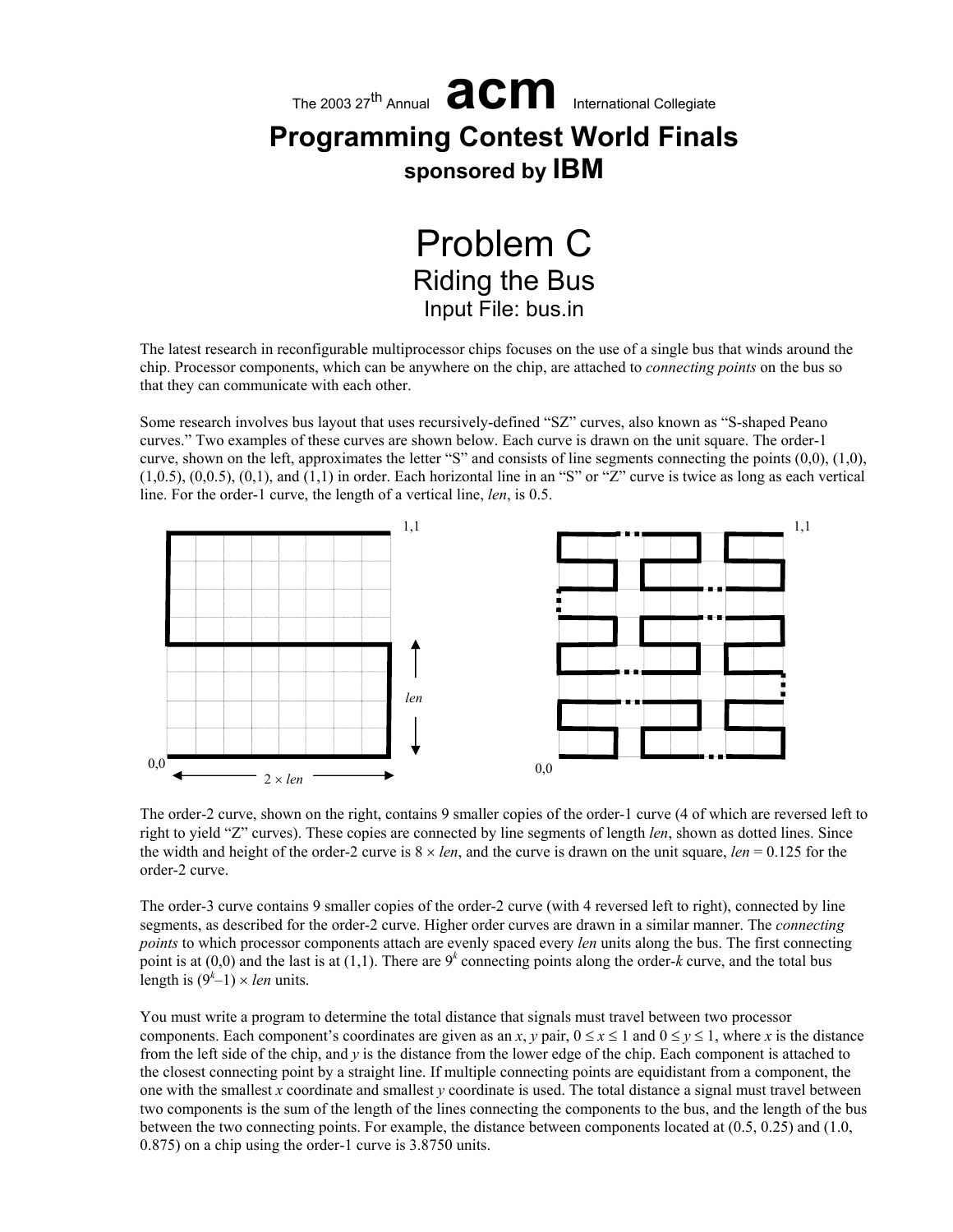The 2003 27th Annual **acm** International Collegiate

# Programming Contest World Finals

**sponsored by IBM**

# Problem C
## Riding the Bus
### Input File: bus.in

The latest research in reconfigurable multiprocessor chips focuses on the use of a single bus that winds around the chip. Processor components, which can be anywhere on the chip, are attached to *connecting points* on the bus so that they can communicate with each other.

Some research involves bus layout that uses recursively-defined "SZ" curves, also known as "S-shaped Peano curves." Two examples of these curves are shown below. Each curve is drawn on the unit square. The order-1 curve, shown on the left, approximates the letter "S" and consists of line segments connecting the points (0,0), (1,0), (1,0.5), (0,0.5), (0,1), and (1,1) in order. Each horizontal line in an "S" or "Z" curve is twice as long as each vertical line. For the order-1 curve, the length of a vertical line, *len*, is 0.5.

The order-2 curve, shown on the right, contains 9 smaller copies of the order-1 curve (4 of which are reversed left to right to yield "Z" curves). These copies are connected by line segments of length *len*, shown as dotted lines. Since the width and height of the order-2 curve is $8 \times len$, and the curve is drawn on the unit square, *len* = 0.125 for the order-2 curve.

The order-3 curve contains 9 smaller copies of the order-2 curve (with 4 reversed left to right), connected by line segments, as described for the order-2 curve. Higher order curves are drawn in a similar manner. The *connecting points* to which processor components attach are evenly spaced every *len* units along the bus. The first connecting point is at (0,0) and the last is at (1,1). There are $9^k$ connecting points along the order-$k$ curve, and the total bus length is $(9^k-1) \times len$ units.

You must write a program to determine the total distance that signals must travel between two processor components. Each component's coordinates are given as an $x$, $y$ pair, $0 \le x \le 1$ and $0 \le y \le 1$, where $x$ is the distance from the left side of the chip, and $y$ is the distance from the lower edge of the chip. Each component is attached to the closest connecting point by a straight line. If multiple connecting points are equidistant from a component, the one with the smallest $x$ coordinate and smallest $y$ coordinate is used. The total distance a signal must travel between two components is the sum of the length of the lines connecting the components to the bus, and the length of the bus between the two connecting points. For example, the distance between components located at (0.5, 0.25) and (1.0, 0.875) on a chip using the order-1 curve is 3.8750 units.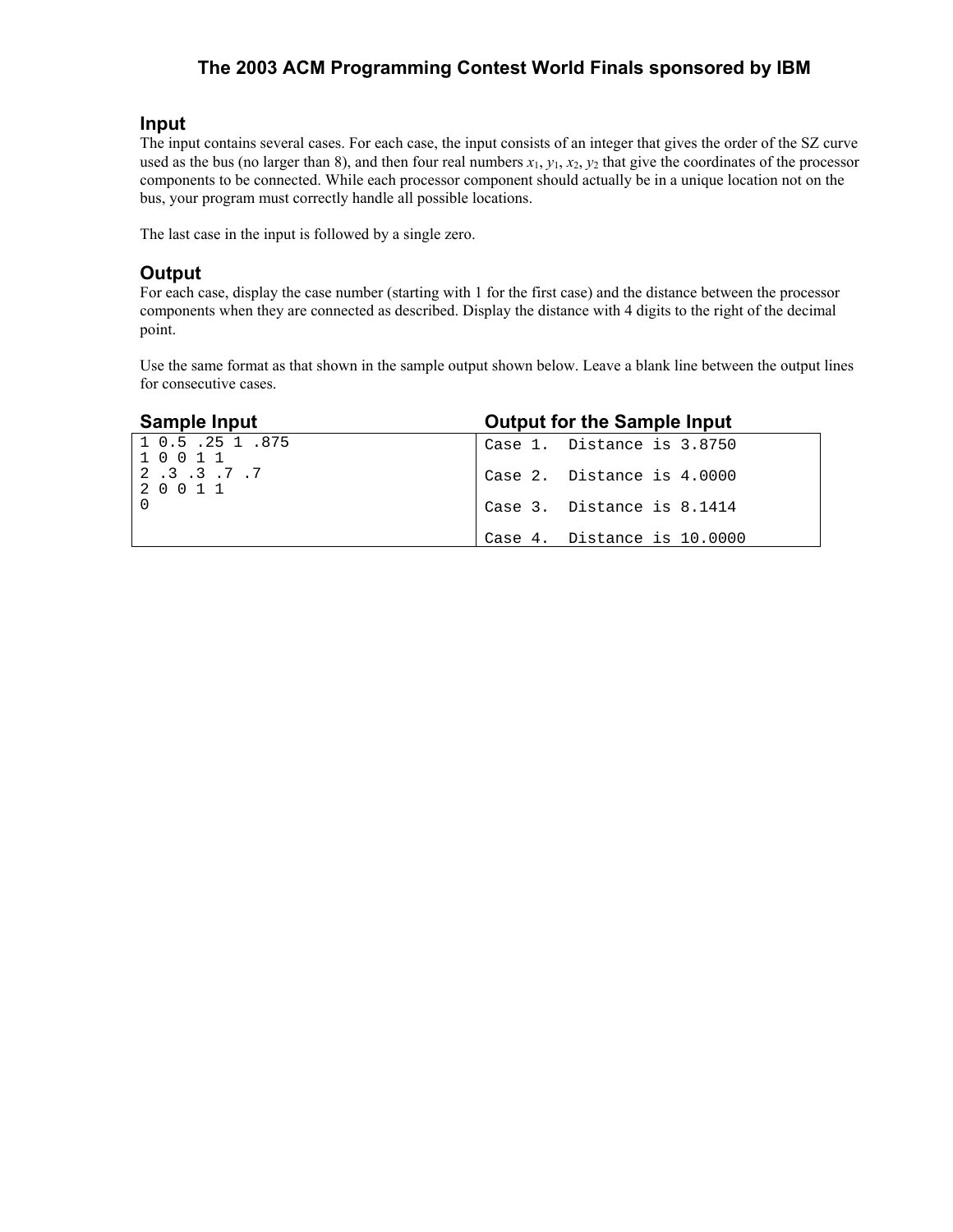### Input

The input contains several cases. For each case, the input consists of an integer that gives the order of the SZ curve used as the bus (no larger than 8), and then four real numbers $x_1$, $y_1$, $x_2$, $y_2$ that give the coordinates of the processor components to be connected. While each processor component should actually be in a unique location not on the bus, your program must correctly handle all possible locations.

The last case in the input is followed by a single zero.

### Output

For each case, display the case number (starting with 1 for the first case) and the distance between the processor components when they are connected as described. Display the distance with 4 digits to the right of the decimal point.

Use the same format as that shown in the sample output shown below. Leave a blank line between the output lines for consecutive cases.

| Sample Input | Output for the Sample Input |
|---|---|
| 1 0.5 .25 1 .875<br>1 0 0 1 1<br>2 .3 .3 .7 .7<br>2 0 0 1 1<br>0 | Case 1.  Distance is 3.8750<br><br>Case 2.  Distance is 4.0000<br><br>Case 3.  Distance is 8.1414<br><br>Case 4.  Distance is 10.0000 |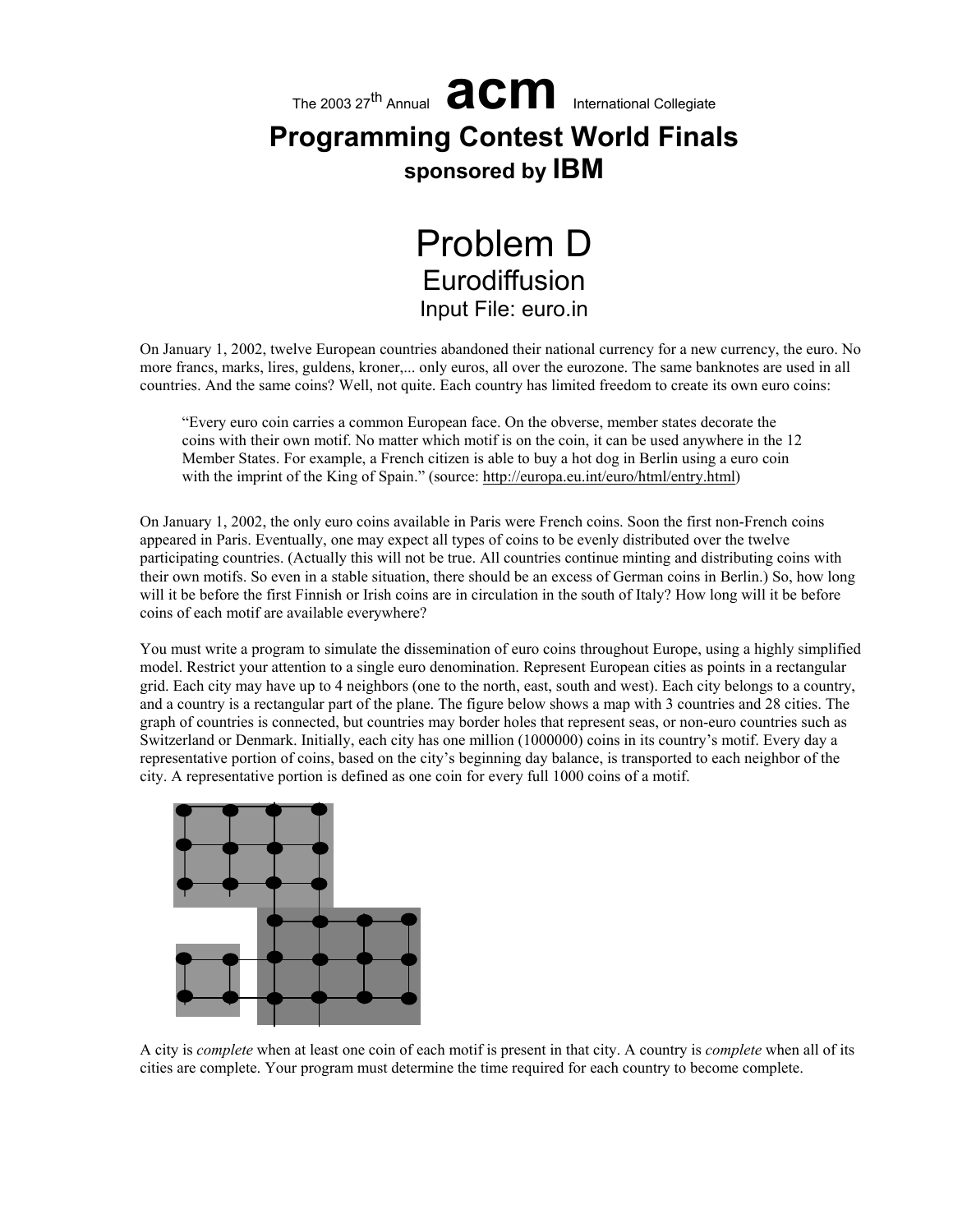The 2003 27th Annual **acm** International Collegiate

# Programming Contest World Finals

**sponsored by IBM**

# Problem D
## Eurodiffusion
### Input File: euro.in

On January 1, 2002, twelve European countries abandoned their national currency for a new currency, the euro. No more francs, marks, lires, guldens, kroner,... only euros, all over the eurozone. The same banknotes are used in all countries. And the same coins? Well, not quite. Each country has limited freedom to create its own euro coins:

> "Every euro coin carries a common European face. On the obverse, member states decorate the coins with their own motif. No matter which motif is on the coin, it can be used anywhere in the 12 Member States. For example, a French citizen is able to buy a hot dog in Berlin using a euro coin with the imprint of the King of Spain." (source: http://europa.eu.int/euro/html/entry.html)

On January 1, 2002, the only euro coins available in Paris were French coins. Soon the first non-French coins appeared in Paris. Eventually, one may expect all types of coins to be evenly distributed over the twelve participating countries. (Actually this will not be true. All countries continue minting and distributing coins with their own motifs. So even in a stable situation, there should be an excess of German coins in Berlin.) So, how long will it be before the first Finnish or Irish coins are in circulation in the south of Italy? How long will it be before coins of each motif are available everywhere?

You must write a program to simulate the dissemination of euro coins throughout Europe, using a highly simplified model. Restrict your attention to a single euro denomination. Represent European cities as points in a rectangular grid. Each city may have up to 4 neighbors (one to the north, east, south and west). Each city belongs to a country, and a country is a rectangular part of the plane. The figure below shows a map with 3 countries and 28 cities. The graph of countries is connected, but countries may border holes that represent seas, or non-euro countries such as Switzerland or Denmark. Initially, each city has one million (1000000) coins in its country's motif. Every day a representative portion of coins, based on the city's beginning day balance, is transported to each neighbor of the city. A representative portion is defined as one coin for every full 1000 coins of a motif.

A city is *complete* when at least one coin of each motif is present in that city. A country is *complete* when all of its cities are complete. Your program must determine the time required for each country to become complete.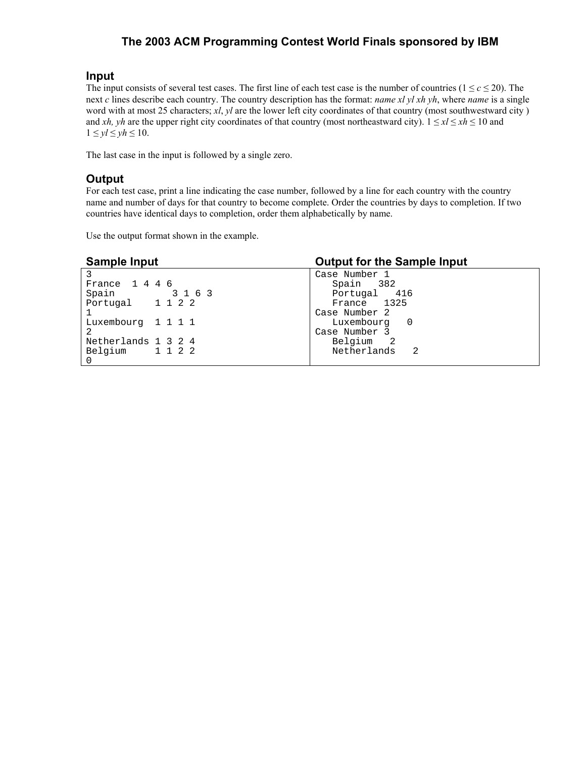# The 2003 ACM Programming Contest World Finals sponsored by IBM

## Input

The input consists of several test cases. The first line of each test case is the number of countries ($1 \le c \le 20$). The next *c* lines describe each country. The country description has the format: *name xl yl xh yh*, where *name* is a single word with at most 25 characters; *xl*, *yl* are the lower left city coordinates of that country (most southwestward city ) and *xh, yh* are the upper right city coordinates of that country (most northeastward city). $1 \le xl \le xh \le 10$ and $1 \le yl \le yh \le 10$.

The last case in the input is followed by a single zero.

## Output

For each test case, print a line indicating the case number, followed by a line for each country with the country name and number of days for that country to become complete. Order the countries by days to completion. If two countries have identical days to completion, order them alphabetically by name.

Use the output format shown in the example.

| Sample Input | Output for the Sample Input |
|---|---|
| <pre>3<br>France  1 4 4 6<br>Spain         3 1 6 3<br>Portugal    1 1 2 2<br>1<br>Luxembourg  1 1 1 1<br>2<br>Netherlands 1 3 2 4<br>Belgium     1 1 2 2<br>0</pre> | <pre>Case Number 1<br>   Spain   382<br>   Portugal   416<br>   France   1325<br>Case Number 2<br>   Luxembourg   0<br>Case Number 3<br>   Belgium   2<br>   Netherlands   2</pre> |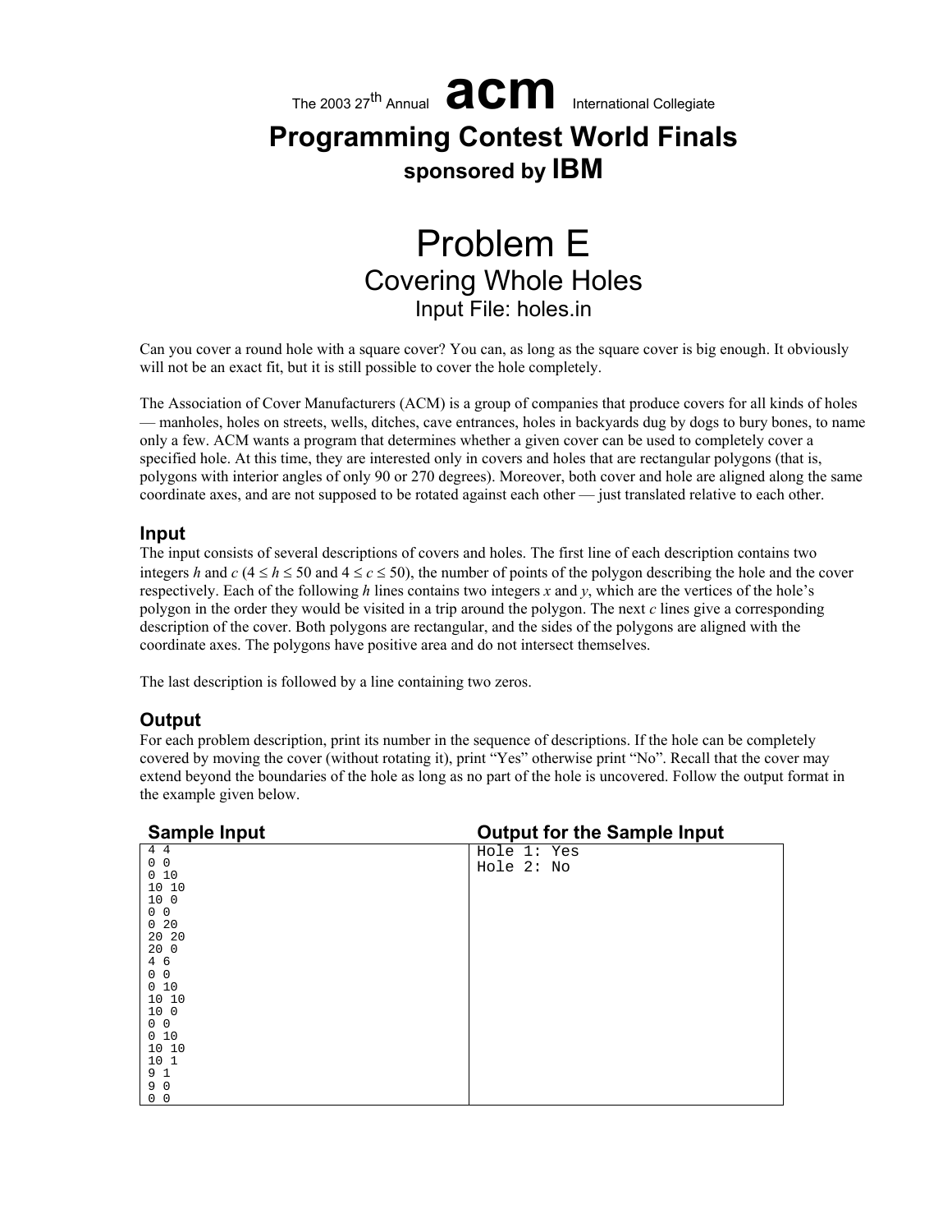The 2003 27th Annual **acm** International Collegiate

## Programming Contest World Finals

**sponsored by IBM**

# Problem E

## Covering Whole Holes

Input File: holes.in

Can you cover a round hole with a square cover? You can, as long as the square cover is big enough. It obviously will not be an exact fit, but it is still possible to cover the hole completely.

The Association of Cover Manufacturers (ACM) is a group of companies that produce covers for all kinds of holes — manholes, holes on streets, wells, ditches, cave entrances, holes in backyards dug by dogs to bury bones, to name only a few. ACM wants a program that determines whether a given cover can be used to completely cover a specified hole. At this time, they are interested only in covers and holes that are rectangular polygons (that is, polygons with interior angles of only 90 or 270 degrees). Moreover, both cover and hole are aligned along the same coordinate axes, and are not supposed to be rotated against each other — just translated relative to each other.

### Input

The input consists of several descriptions of covers and holes. The first line of each description contains two integers $h$ and $c$ ($4 \le h \le 50$ and $4 \le c \le 50$), the number of points of the polygon describing the hole and the cover respectively. Each of the following $h$ lines contains two integers $x$ and $y$, which are the vertices of the hole's polygon in the order they would be visited in a trip around the polygon. The next $c$ lines give a corresponding description of the cover. Both polygons are rectangular, and the sides of the polygons are aligned with the coordinate axes. The polygons have positive area and do not intersect themselves.

The last description is followed by a line containing two zeros.

### Output

For each problem description, print its number in the sequence of descriptions. If the hole can be completely covered by moving the cover (without rotating it), print "Yes" otherwise print "No". Recall that the cover may extend beyond the boundaries of the hole as long as no part of the hole is uncovered. Follow the output format in the example given below.

**Sample Input**

```
4 4
0 0
0 10
10 10
10 0
0 0
0 20
20 20
20 0
4 6
0 0
0 10
10 10
10 0
0 0
0 10
10 10
10 1
9 1
9 0
0 0
```

**Output for the Sample Input**

```
Hole 1: Yes
Hole 2: No
```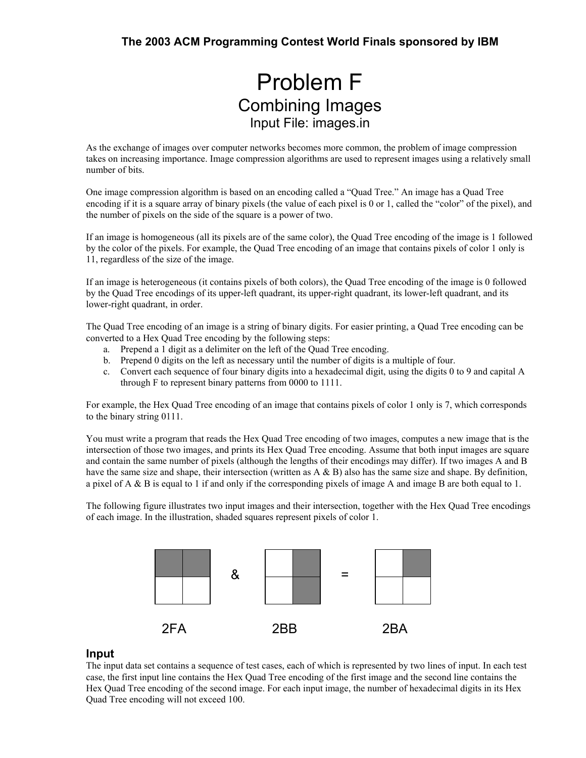# Problem F
## Combining Images
### Input File: images.in

As the exchange of images over computer networks becomes more common, the problem of image compression takes on increasing importance. Image compression algorithms are used to represent images using a relatively small number of bits.

One image compression algorithm is based on an encoding called a "Quad Tree." An image has a Quad Tree encoding if it is a square array of binary pixels (the value of each pixel is 0 or 1, called the "color" of the pixel), and the number of pixels on the side of the square is a power of two.

If an image is homogeneous (all its pixels are of the same color), the Quad Tree encoding of the image is 1 followed by the color of the pixels. For example, the Quad Tree encoding of an image that contains pixels of color 1 only is 11, regardless of the size of the image.

If an image is heterogeneous (it contains pixels of both colors), the Quad Tree encoding of the image is 0 followed by the Quad Tree encodings of its upper-left quadrant, its upper-right quadrant, its lower-left quadrant, and its lower-right quadrant, in order.

The Quad Tree encoding of an image is a string of binary digits. For easier printing, a Quad Tree encoding can be converted to a Hex Quad Tree encoding by the following steps:

a. Prepend a 1 digit as a delimiter on the left of the Quad Tree encoding.
b. Prepend 0 digits on the left as necessary until the number of digits is a multiple of four.
c. Convert each sequence of four binary digits into a hexadecimal digit, using the digits 0 to 9 and capital A through F to represent binary patterns from 0000 to 1111.

For example, the Hex Quad Tree encoding of an image that contains pixels of color 1 only is 7, which corresponds to the binary string 0111.

You must write a program that reads the Hex Quad Tree encoding of two images, computes a new image that is the intersection of those two images, and prints its Hex Quad Tree encoding. Assume that both input images are square and contain the same number of pixels (although the lengths of their encodings may differ). If two images A and B have the same size and shape, their intersection (written as A & B) also has the same size and shape. By definition, a pixel of A & B is equal to 1 if and only if the corresponding pixels of image A and image B are both equal to 1.

The following figure illustrates two input images and their intersection, together with the Hex Quad Tree encodings of each image. In the illustration, shaded squares represent pixels of color 1.

&emsp;&emsp;&emsp;&emsp;&emsp;&emsp;&

&emsp;&emsp;&emsp;&emsp;&emsp;&emsp;=

2FA &emsp;&emsp;&emsp; 2BB &emsp;&emsp;&emsp; 2BA

## Input

The input data set contains a sequence of test cases, each of which is represented by two lines of input. In each test case, the first input line contains the Hex Quad Tree encoding of the first image and the second line contains the Hex Quad Tree encoding of the second image. For each input image, the number of hexadecimal digits in its Hex Quad Tree encoding will not exceed 100.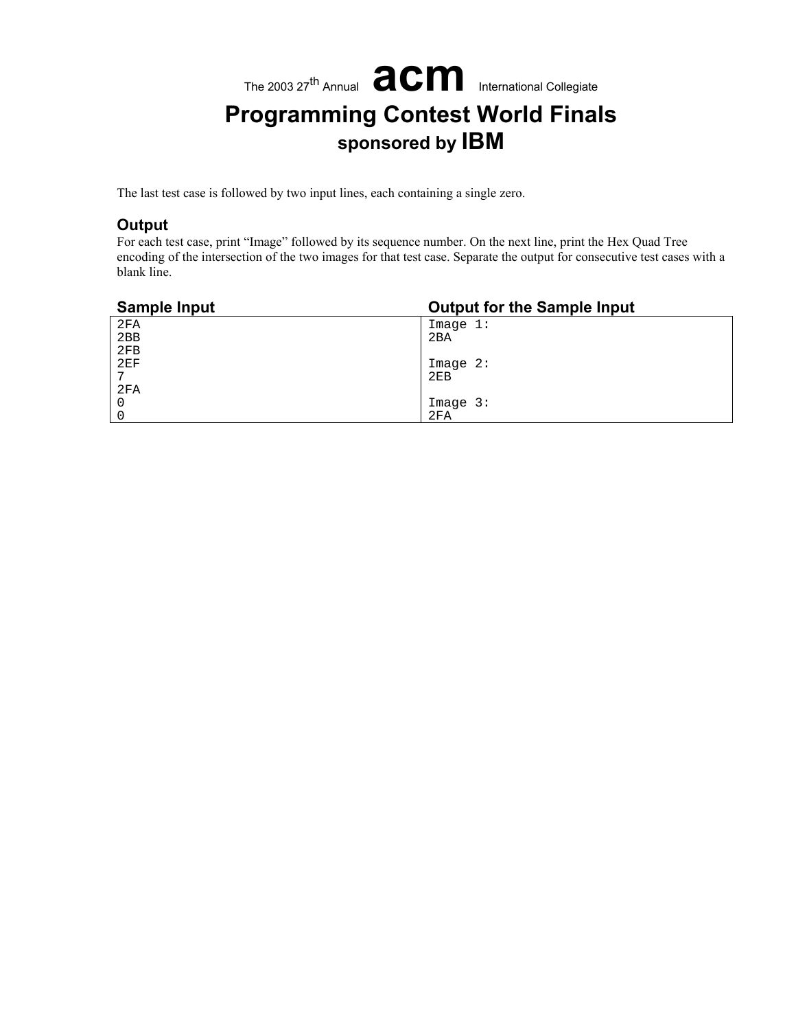The last test case is followed by two input lines, each containing a single zero.

### Output

For each test case, print “Image” followed by its sequence number. On the next line, print the Hex Quad Tree encoding of the intersection of the two images for that test case. Separate the output for consecutive test cases with a blank line.

| Sample Input | Output for the Sample Input |
| --- | --- |
| <pre>2FA<br>2BB<br>2FB<br>2EF<br>7<br>2FA<br>0<br>0</pre> | <pre>Image 1:<br>2BA<br><br>Image 2:<br>2EB<br><br>Image 3:<br>2FA</pre> |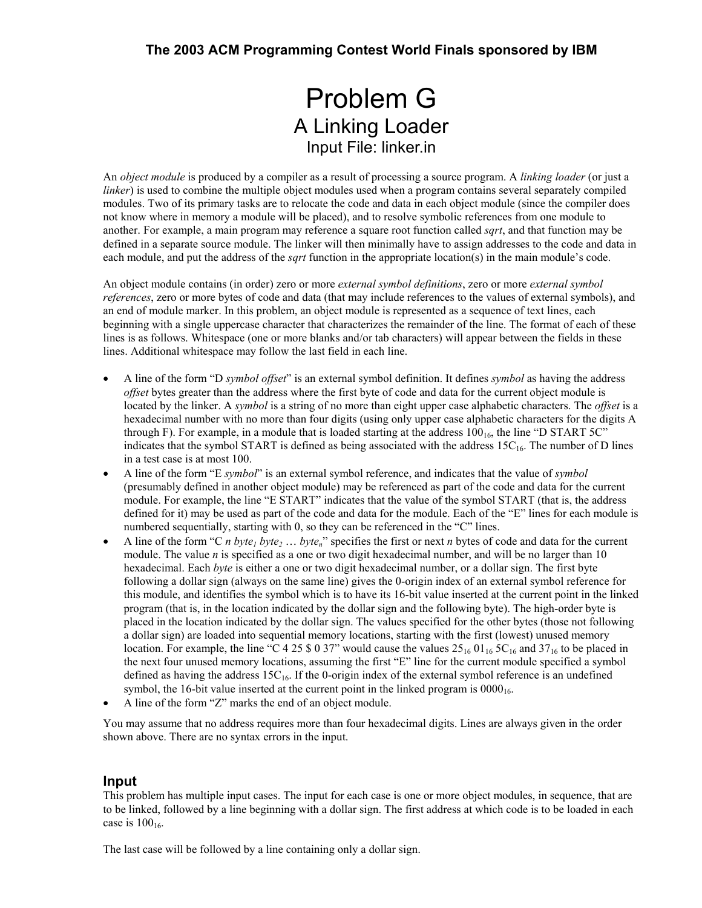# Problem G

## A Linking Loader

### Input File: linker.in

An *object module* is produced by a compiler as a result of processing a source program. A *linking loader* (or just a *linker*) is used to combine the multiple object modules used when a program contains several separately compiled modules. Two of its primary tasks are to relocate the code and data in each object module (since the compiler does not know where in memory a module will be placed), and to resolve symbolic references from one module to another. For example, a main program may reference a square root function called *sqrt*, and that function may be defined in a separate source module. The linker will then minimally have to assign addresses to the code and data in each module, and put the address of the *sqrt* function in the appropriate location(s) in the main module's code.

An object module contains (in order) zero or more *external symbol definitions*, zero or more *external symbol references*, zero or more bytes of code and data (that may include references to the values of external symbols), and an end of module marker. In this problem, an object module is represented as a sequence of text lines, each beginning with a single uppercase character that characterizes the remainder of the line. The format of each of these lines is as follows. Whitespace (one or more blanks and/or tab characters) will appear between the fields in these lines. Additional whitespace may follow the last field in each line.

- A line of the form "D *symbol offset*" is an external symbol definition. It defines *symbol* as having the address *offset* bytes greater than the address where the first byte of code and data for the current object module is located by the linker. A *symbol* is a string of no more than eight upper case alphabetic characters. The *offset* is a hexadecimal number with no more than four digits (using only upper case alphabetic characters for the digits A through F). For example, in a module that is loaded starting at the address $100_{16}$, the line "D START 5C" indicates that the symbol START is defined as being associated with the address $15C_{16}$. The number of D lines in a test case is at most 100.
- A line of the form "E *symbol*" is an external symbol reference, and indicates that the value of *symbol* (presumably defined in another object module) may be referenced as part of the code and data for the current module. For example, the line "E START" indicates that the value of the symbol START (that is, the address defined for it) may be used as part of the code and data for the module. Each of the "E" lines for each module is numbered sequentially, starting with 0, so they can be referenced in the "C" lines.
- A line of the form "C *n* $byte_1$ $byte_2$ … $byte_n$" specifies the first or next *n* bytes of code and data for the current module. The value *n* is specified as a one or two digit hexadecimal number, and will be no larger than 10 hexadecimal. Each *byte* is either a one or two digit hexadecimal number, or a dollar sign. The first byte following a dollar sign (always on the same line) gives the 0-origin index of an external symbol reference for this module, and identifies the symbol which is to have its 16-bit value inserted at the current point in the linked program (that is, in the location indicated by the dollar sign and the following byte). The high-order byte is placed in the location indicated by the dollar sign. The values specified for the other bytes (those not following a dollar sign) are loaded into sequential memory locations, starting with the first (lowest) unused memory location. For example, the line "C 4 25 $ 0 37" would cause the values $25_{16}$ $01_{16}$ $5C_{16}$ and $37_{16}$ to be placed in the next four unused memory locations, assuming the first "E" line for the current module specified a symbol defined as having the address $15C_{16}$. If the 0-origin index of the external symbol reference is an undefined symbol, the 16-bit value inserted at the current point in the linked program is $0000_{16}$.
- A line of the form "Z" marks the end of an object module.

You may assume that no address requires more than four hexadecimal digits. Lines are always given in the order shown above. There are no syntax errors in the input.

## Input

This problem has multiple input cases. The input for each case is one or more object modules, in sequence, that are to be linked, followed by a line beginning with a dollar sign. The first address at which code is to be loaded in each case is $100_{16}$.

The last case will be followed by a line containing only a dollar sign.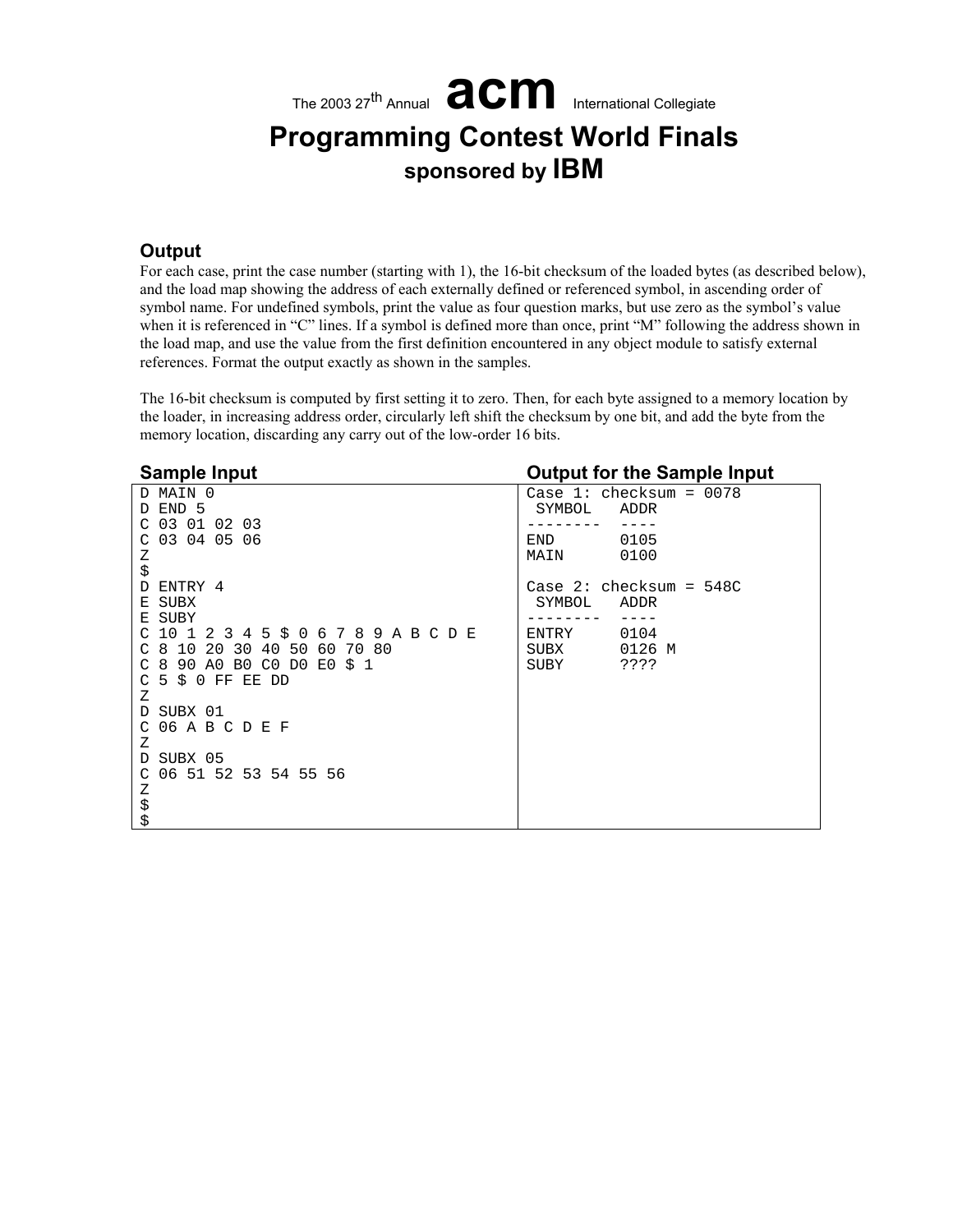### Output

For each case, print the case number (starting with 1), the 16-bit checksum of the loaded bytes (as described below), and the load map showing the address of each externally defined or referenced symbol, in ascending order of symbol name. For undefined symbols, print the value as four question marks, but use zero as the symbol's value when it is referenced in "C" lines. If a symbol is defined more than once, print "M" following the address shown in the load map, and use the value from the first definition encountered in any object module to satisfy external references. Format the output exactly as shown in the samples.

The 16-bit checksum is computed by first setting it to zero. Then, for each byte assigned to a memory location by the loader, in increasing address order, circularly left shift the checksum by one bit, and add the byte from the memory location, discarding any carry out of the low-order 16 bits.

### Sample Input

```
D MAIN 0
D END 5
C 03 01 02 03
C 03 04 05 06
Z
$
D ENTRY 4
E SUBX
E SUBY
C 10 1 2 3 4 5 $ 0 6 7 8 9 A B C D E
C 8 10 20 30 40 50 60 70 80
C 8 90 A0 B0 C0 D0 E0 $ 1
C 5 $ 0 FF EE DD
Z
D SUBX 01
C 06 A B C D E F
Z
D SUBX 05
C 06 51 52 53 54 55 56
Z
$
$
```

### Output for the Sample Input

```
Case 1: checksum = 0078
 SYMBOL   ADDR
--------  ----
END       0105
MAIN      0100

Case 2: checksum = 548C
 SYMBOL   ADDR
--------  ----
ENTRY     0104
SUBX      0126 M
SUBY      ????
```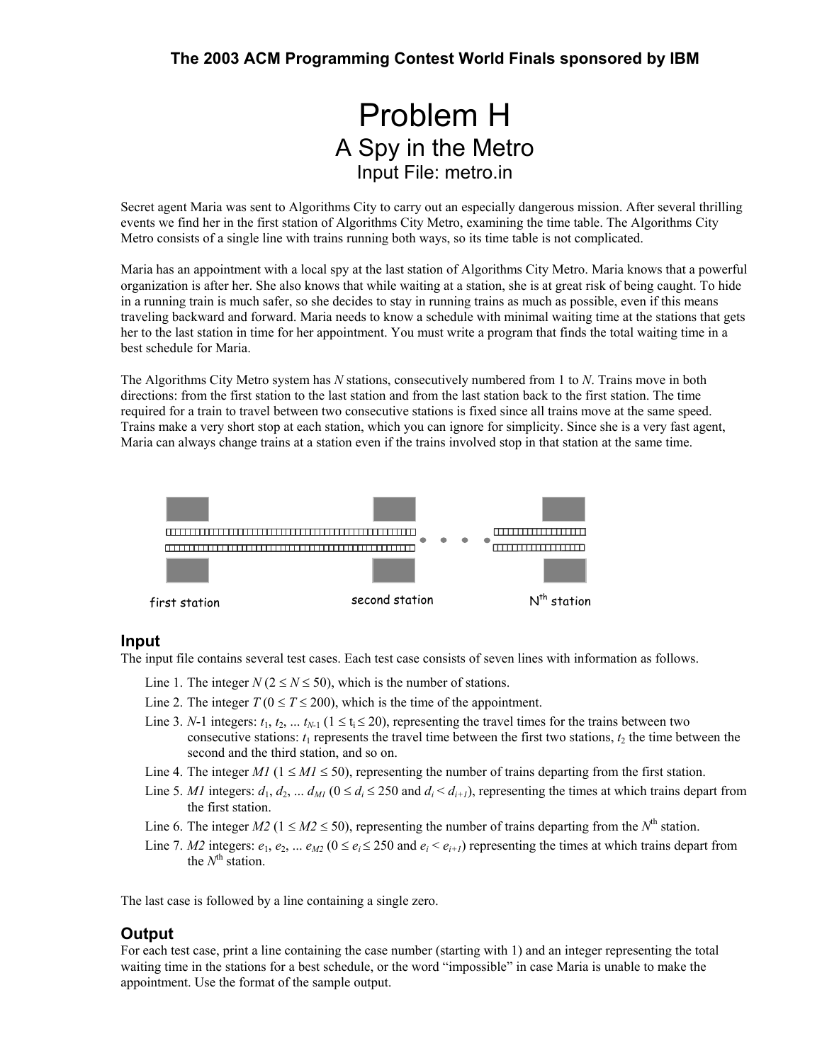# Problem H
## A Spy in the Metro
### Input File: metro.in

Secret agent Maria was sent to Algorithms City to carry out an especially dangerous mission. After several thrilling events we find her in the first station of Algorithms City Metro, examining the time table. The Algorithms City Metro consists of a single line with trains running both ways, so its time table is not complicated.

Maria has an appointment with a local spy at the last station of Algorithms City Metro. Maria knows that a powerful organization is after her. She also knows that while waiting at a station, she is at great risk of being caught. To hide in a running train is much safer, so she decides to stay in running trains as much as possible, even if this means traveling backward and forward. Maria needs to know a schedule with minimal waiting time at the stations that gets her to the last station in time for her appointment. You must write a program that finds the total waiting time in a best schedule for Maria.

The Algorithms City Metro system has $N$ stations, consecutively numbered from 1 to $N$. Trains move in both directions: from the first station to the last station and from the last station back to the first station. The time required for a train to travel between two consecutive stations is fixed since all trains move at the same speed. Trains make a very short stop at each station, which you can ignore for simplicity. Since she is a very fast agent, Maria can always change trains at a station even if the trains involved stop in that station at the same time.

first station    second station    N[th] station

## Input

The input file contains several test cases. Each test case consists of seven lines with information as follows.

- Line 1. The integer $N$ ($2 \le N \le 50$), which is the number of stations.
- Line 2. The integer $T$ ($0 \le T \le 200$), which is the time of the appointment.
- Line 3. $N$-1 integers: $t_1, t_2, \ldots t_{N-1}$ ($1 \le t_i \le 20$), representing the travel times for the trains between two consecutive stations: $t_1$ represents the travel time between the first two stations, $t_2$ the time between the second and the third station, and so on.
- Line 4. The integer $M1$ ($1 \le M1 \le 50$), representing the number of trains departing from the first station.
- Line 5. $M1$ integers: $d_1, d_2, \ldots d_{M1}$ ($0 \le d_i \le 250$ and $d_i < d_{i+1}$), representing the times at which trains depart from the first station.
- Line 6. The integer $M2$ ($1 \le M2 \le 50$), representing the number of trains departing from the $N^{th}$ station.
- Line 7. $M2$ integers: $e_1, e_2, \ldots e_{M2}$ ($0 \le e_i \le 250$ and $e_i < e_{i+1}$) representing the times at which trains depart from the $N^{th}$ station.

The last case is followed by a line containing a single zero.

## Output

For each test case, print a line containing the case number (starting with 1) and an integer representing the total waiting time in the stations for a best schedule, or the word "impossible" in case Maria is unable to make the appointment. Use the format of the sample output.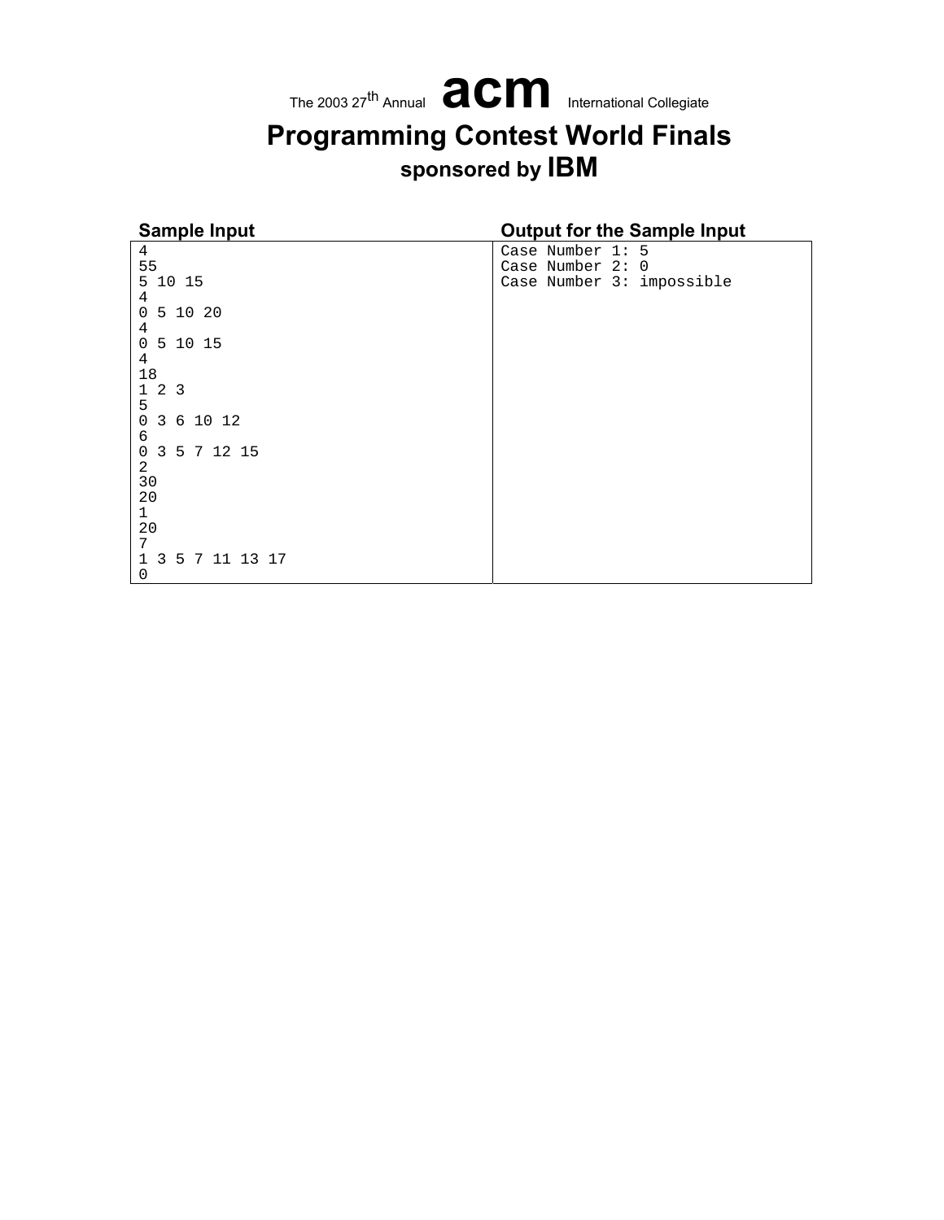| Sample Input | Output for the Sample Input |
|---|---|
| 4 | Case Number 1: 5 |
| 55 | Case Number 2: 0 |
| 5 10 15 | Case Number 3: impossible |
| 4 | |
| 0 5 10 20 | |
| 4 | |
| 0 5 10 15 | |
| 4 | |
| 18 | |
| 1 2 3 | |
| 5 | |
| 0 3 6 10 12 | |
| 6 | |
| 0 3 5 7 12 15 | |
| 2 | |
| 30 | |
| 20 | |
| 1 | |
| 20 | |
| 7 | |
| 1 3 5 7 11 13 17 | |
| 0 | |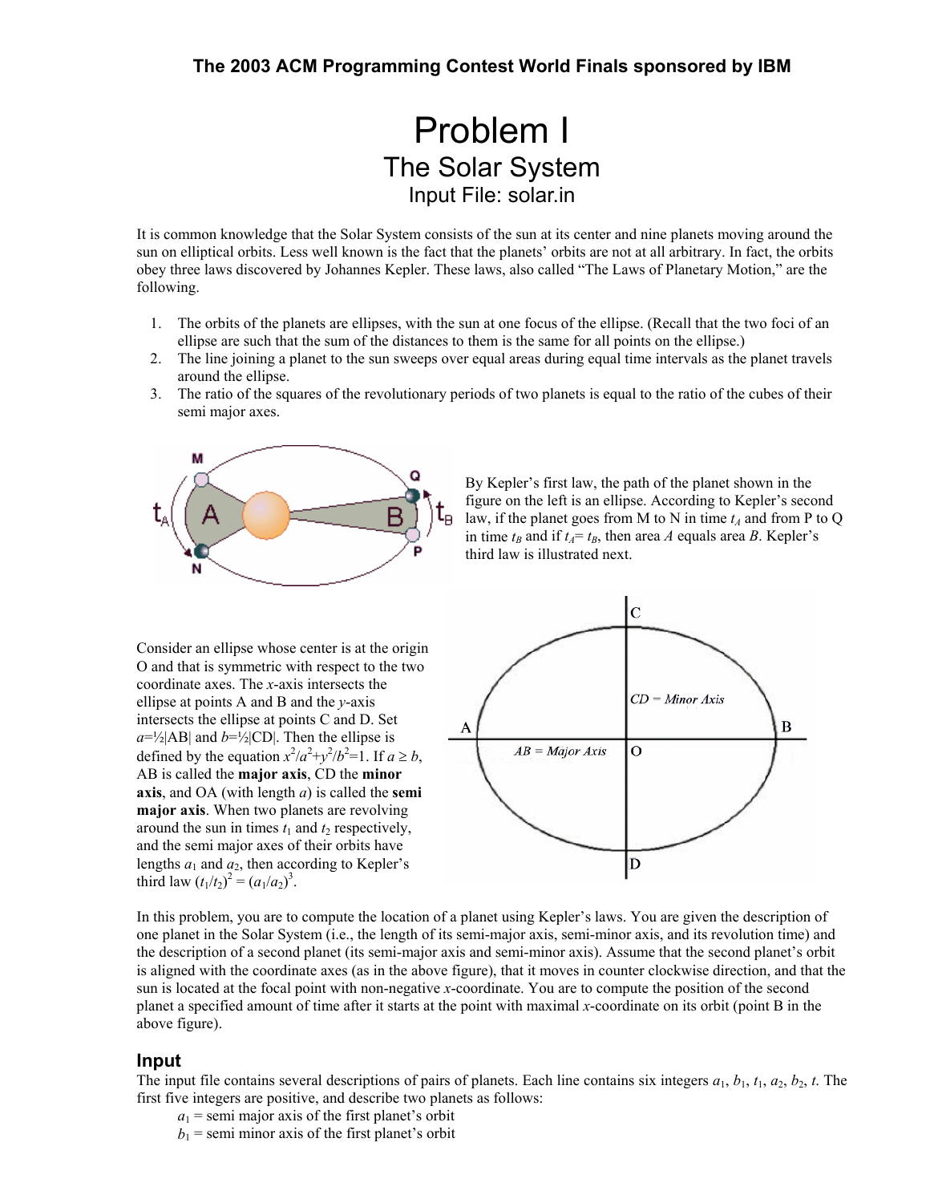# Problem I

## The Solar System

Input File: solar.in

It is common knowledge that the Solar System consists of the sun at its center and nine planets moving around the sun on elliptical orbits. Less well known is the fact that the planets' orbits are not at all arbitrary. In fact, the orbits obey three laws discovered by Johannes Kepler. These laws, also called "The Laws of Planetary Motion," are the following.

1. The orbits of the planets are ellipses, with the sun at one focus of the ellipse. (Recall that the two foci of an ellipse are such that the sum of the distances to them is the same for all points on the ellipse.)
2. The line joining a planet to the sun sweeps over equal areas during equal time intervals as the planet travels around the ellipse.
3. The ratio of the squares of the revolutionary periods of two planets is equal to the ratio of the cubes of their semi major axes.

By Kepler's first law, the path of the planet shown in the figure on the left is an ellipse. According to Kepler's second law, if the planet goes from M to N in time $t_A$ and from P to Q in time $t_B$ and if $t_A = t_B$, then area $A$ equals area $B$. Kepler's third law is illustrated next.

Consider an ellipse whose center is at the origin O and that is symmetric with respect to the two coordinate axes. The $x$-axis intersects the ellipse at points A and B and the $y$-axis intersects the ellipse at points C and D. Set $a=\frac{1}{2}|AB|$ and $b=\frac{1}{2}|CD|$. Then the ellipse is defined by the equation $x^2/a^2+y^2/b^2=1$. If $a \geq b$, AB is called the **major axis**, CD the **minor axis**, and OA (with length $a$) is called the **semi major axis**. When two planets are revolving around the sun in times $t_1$ and $t_2$ respectively, and the semi major axes of their orbits have lengths $a_1$ and $a_2$, then according to Kepler's third law $(t_1/t_2)^2 = (a_1/a_2)^3$.

In this problem, you are to compute the location of a planet using Kepler's laws. You are given the description of one planet in the Solar System (i.e., the length of its semi-major axis, semi-minor axis, and its revolution time) and the description of a second planet (its semi-major axis and semi-minor axis). Assume that the second planet's orbit is aligned with the coordinate axes (as in the above figure), that it moves in counter clockwise direction, and that the sun is located at the focal point with non-negative $x$-coordinate. You are to compute the position of the second planet a specified amount of time after it starts at the point with maximal $x$-coordinate on its orbit (point B in the above figure).

## Input

The input file contains several descriptions of pairs of planets. Each line contains six integers $a_1$, $b_1$, $t_1$, $a_2$, $b_2$, $t$. The first five integers are positive, and describe two planets as follows:

$a_1$ = semi major axis of the first planet's orbit
$b_1$ = semi minor axis of the first planet's orbit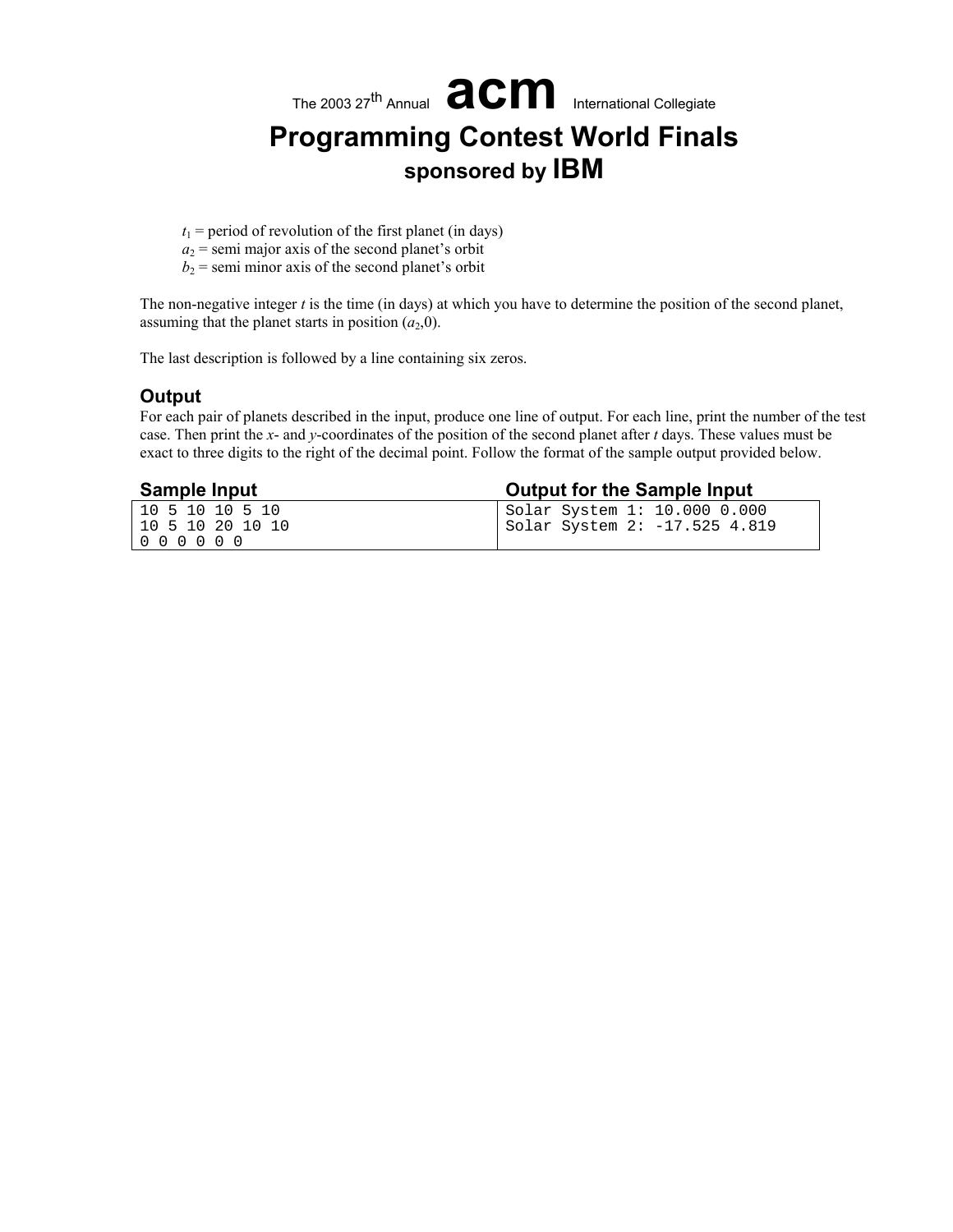$t_1$ = period of revolution of the first planet (in days)
$a_2$ = semi major axis of the second planet's orbit
$b_2$ = semi minor axis of the second planet's orbit

The non-negative integer $t$ is the time (in days) at which you have to determine the position of the second planet, assuming that the planet starts in position ($a_2$,0).

The last description is followed by a line containing six zeros.

## Output

For each pair of planets described in the input, produce one line of output. For each line, print the number of the test case. Then print the $x$- and $y$-coordinates of the position of the second planet after $t$ days. These values must be exact to three digits to the right of the decimal point. Follow the format of the sample output provided below.

| Sample Input | Output for the Sample Input |
|---|---|
| `10 5 10 10 5 10`<br>`10 5 10 20 10 10`<br>`0 0 0 0 0 0` | `Solar System 1: 10.000 0.000`<br>`Solar System 2: -17.525 4.819` |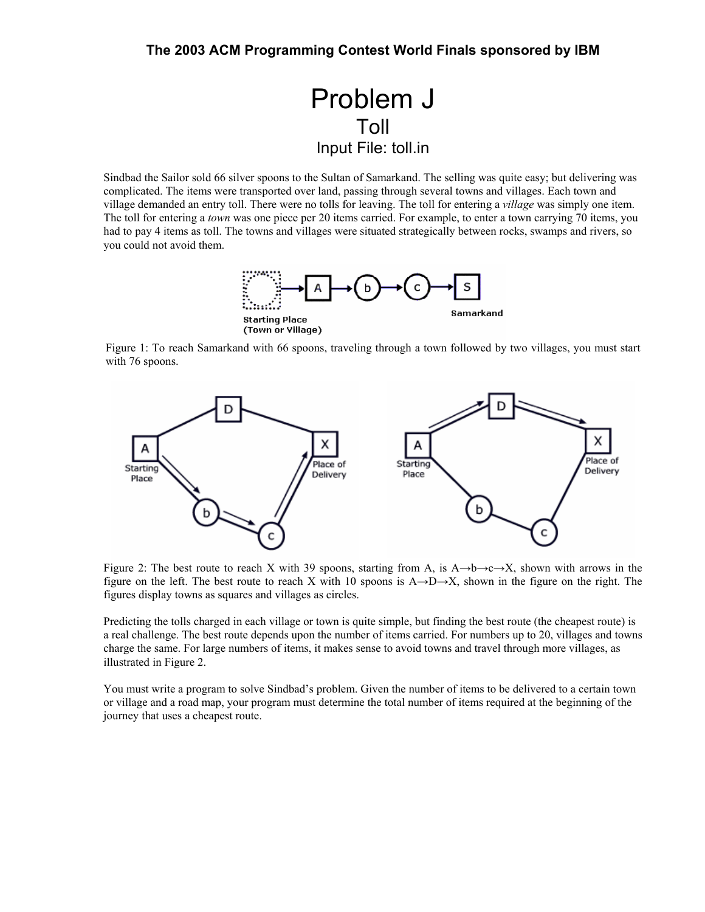# Problem J

## Toll

### Input File: toll.in

Sindbad the Sailor sold 66 silver spoons to the Sultan of Samarkand. The selling was quite easy; but delivering was complicated. The items were transported over land, passing through several towns and villages. Each town and village demanded an entry toll. There were no tolls for leaving. The toll for entering a *village* was simply one item. The toll for entering a *town* was one piece per 20 items carried. For example, to enter a town carrying 70 items, you had to pay 4 items as toll. The towns and villages were situated strategically between rocks, swamps and rivers, so you could not avoid them.

Figure 1: To reach Samarkand with 66 spoons, traveling through a town followed by two villages, you must start with 76 spoons.

Figure 2: The best route to reach X with 39 spoons, starting from A, is A→b→c→X, shown with arrows in the figure on the left. The best route to reach X with 10 spoons is A→D→X, shown in the figure on the right. The figures display towns as squares and villages as circles.

Predicting the tolls charged in each village or town is quite simple, but finding the best route (the cheapest route) is a real challenge. The best route depends upon the number of items carried. For numbers up to 20, villages and towns charge the same. For large numbers of items, it makes sense to avoid towns and travel through more villages, as illustrated in Figure 2.

You must write a program to solve Sindbad's problem. Given the number of items to be delivered to a certain town or village and a road map, your program must determine the total number of items required at the beginning of the journey that uses a cheapest route.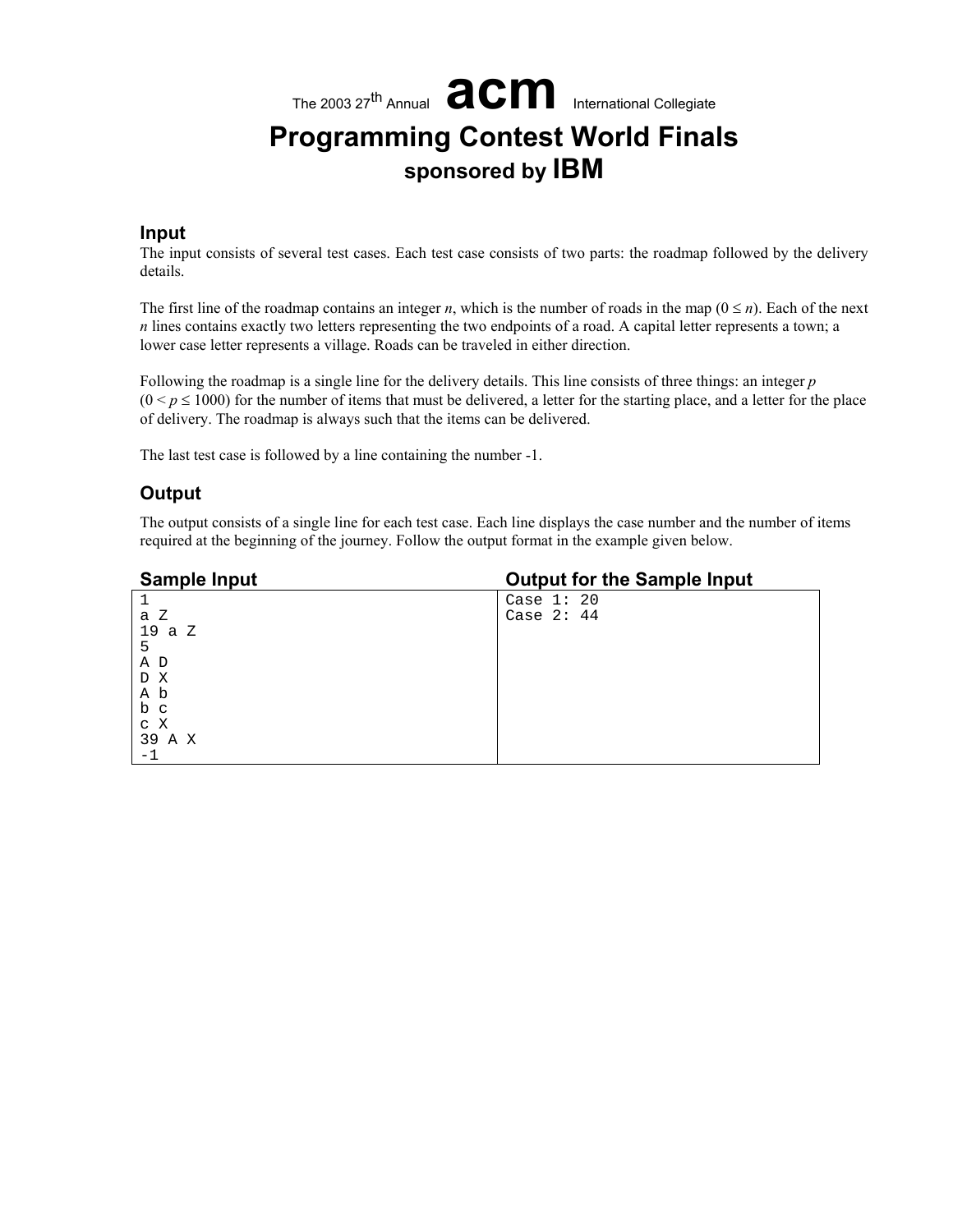## Input

The input consists of several test cases. Each test case consists of two parts: the roadmap followed by the delivery details.

The first line of the roadmap contains an integer $n$, which is the number of roads in the map ($0 \le n$). Each of the next $n$ lines contains exactly two letters representing the two endpoints of a road. A capital letter represents a town; a lower case letter represents a village. Roads can be traveled in either direction.

Following the roadmap is a single line for the delivery details. This line consists of three things: an integer $p$ ($0 < p \le 1000$) for the number of items that must be delivered, a letter for the starting place, and a letter for the place of delivery. The roadmap is always such that the items can be delivered.

The last test case is followed by a line containing the number -1.

## Output

The output consists of a single line for each test case. Each line displays the case number and the number of items required at the beginning of the journey. Follow the output format in the example given below.

| Sample Input | Output for the Sample Input |
|---|---|
| <pre>1<br>a Z<br>19 a Z<br>5<br>A D<br>D X<br>A b<br>b c<br>c X<br>39 A X<br>-1</pre> | <pre>Case 1: 20<br>Case 2: 44</pre> |